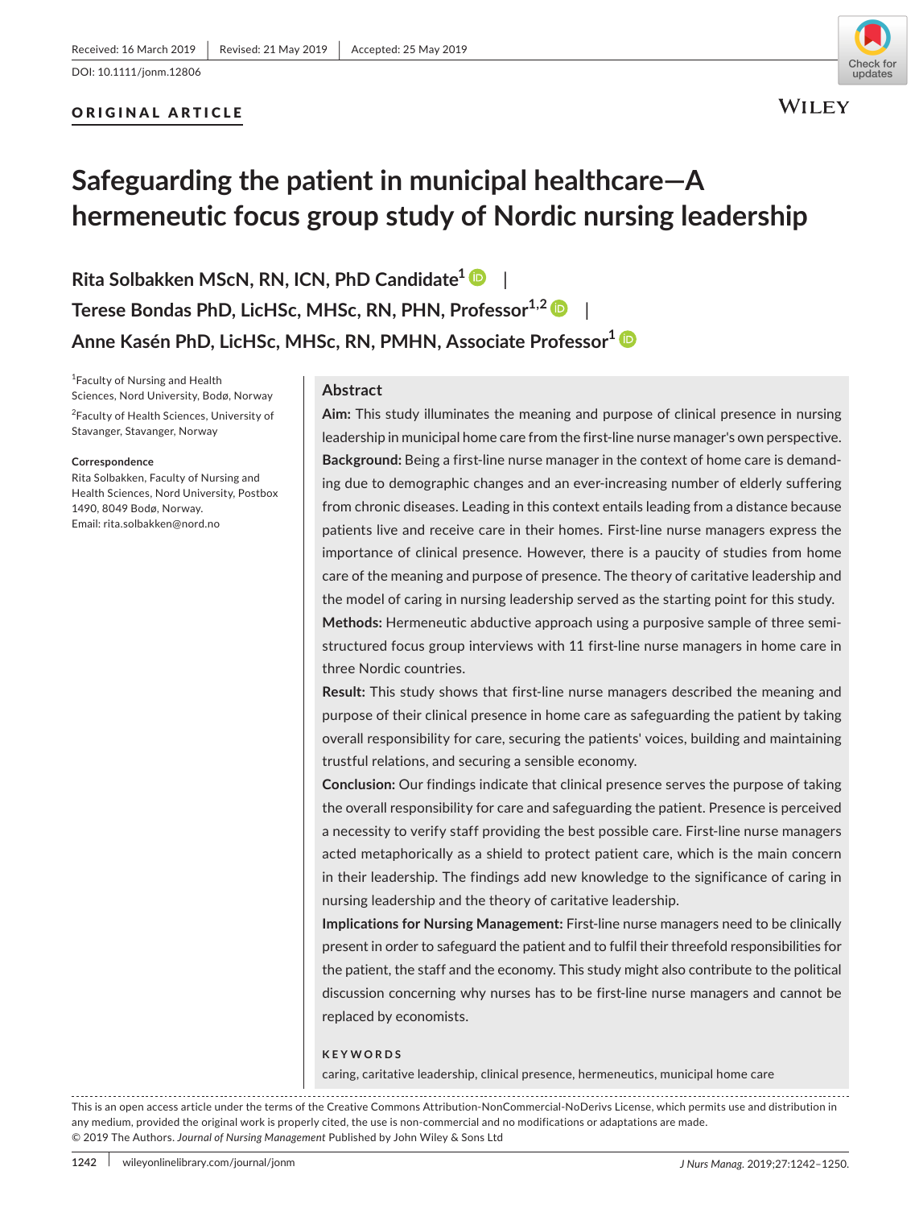Received: 16 March 2019 | Revised: 21 May 2019 | Accepted: 25 May 2019

DOI: 10.1111/jonm.12806

ORIGINAL ARTICLE

# Safeguarding the patient in municipal healthcare—A hermeneutic focus group study of Nordic nursing leadership

**Rita Solbakken MScN, RN, ICN, PhD Candidate[1]** | **Terese Bondas PhD, LicHSc, MHSc, RN, PHN, Professor[1,2]** | **Anne Kasén PhD, LicHSc, MHSc, RN, PMHN, Associate Professor[1]**

[1]Faculty of Nursing and Health Sciences, Nord University, Bodø, Norway

[2]Faculty of Health Sciences, University of Stavanger, Stavanger, Norway

**Correspondence**
Rita Solbakken, Faculty of Nursing and Health Sciences, Nord University, Postbox 1490, 8049 Bodø, Norway.
Email: rita.solbakken@nord.no

## Abstract

**Aim:** This study illuminates the meaning and purpose of clinical presence in nursing leadership in municipal home care from the first-line nurse manager's own perspective.

**Background:** Being a first-line nurse manager in the context of home care is demanding due to demographic changes and an ever-increasing number of elderly suffering from chronic diseases. Leading in this context entails leading from a distance because patients live and receive care in their homes. First-line nurse managers express the importance of clinical presence. However, there is a paucity of studies from home care of the meaning and purpose of presence. The theory of caritative leadership and the model of caring in nursing leadership served as the starting point for this study.

**Methods:** Hermeneutic abductive approach using a purposive sample of three semi-structured focus group interviews with 11 first-line nurse managers in home care in three Nordic countries.

**Result:** This study shows that first-line nurse managers described the meaning and purpose of their clinical presence in home care as safeguarding the patient by taking overall responsibility for care, securing the patients' voices, building and maintaining trustful relations, and securing a sensible economy.

**Conclusion:** Our findings indicate that clinical presence serves the purpose of taking the overall responsibility for care and safeguarding the patient. Presence is perceived a necessity to verify staff providing the best possible care. First-line nurse managers acted metaphorically as a shield to protect patient care, which is the main concern in their leadership. The findings add new knowledge to the significance of caring in nursing leadership and the theory of caritative leadership.

**Implications for Nursing Management:** First-line nurse managers need to be clinically present in order to safeguard the patient and to fulfil their threefold responsibilities for the patient, the staff and the economy. This study might also contribute to the political discussion concerning why nurses has to be first-line nurse managers and cannot be replaced by economists.

**KEYWORDS**

caring, caritative leadership, clinical presence, hermeneutics, municipal home care

This is an open access article under the terms of the Creative Commons Attribution-NonCommercial-NoDerivs License, which permits use and distribution in any medium, provided the original work is properly cited, the use is non-commercial and no modifications or adaptations are made.
© 2019 The Authors. *Journal of Nursing Management* Published by John Wiley & Sons Ltd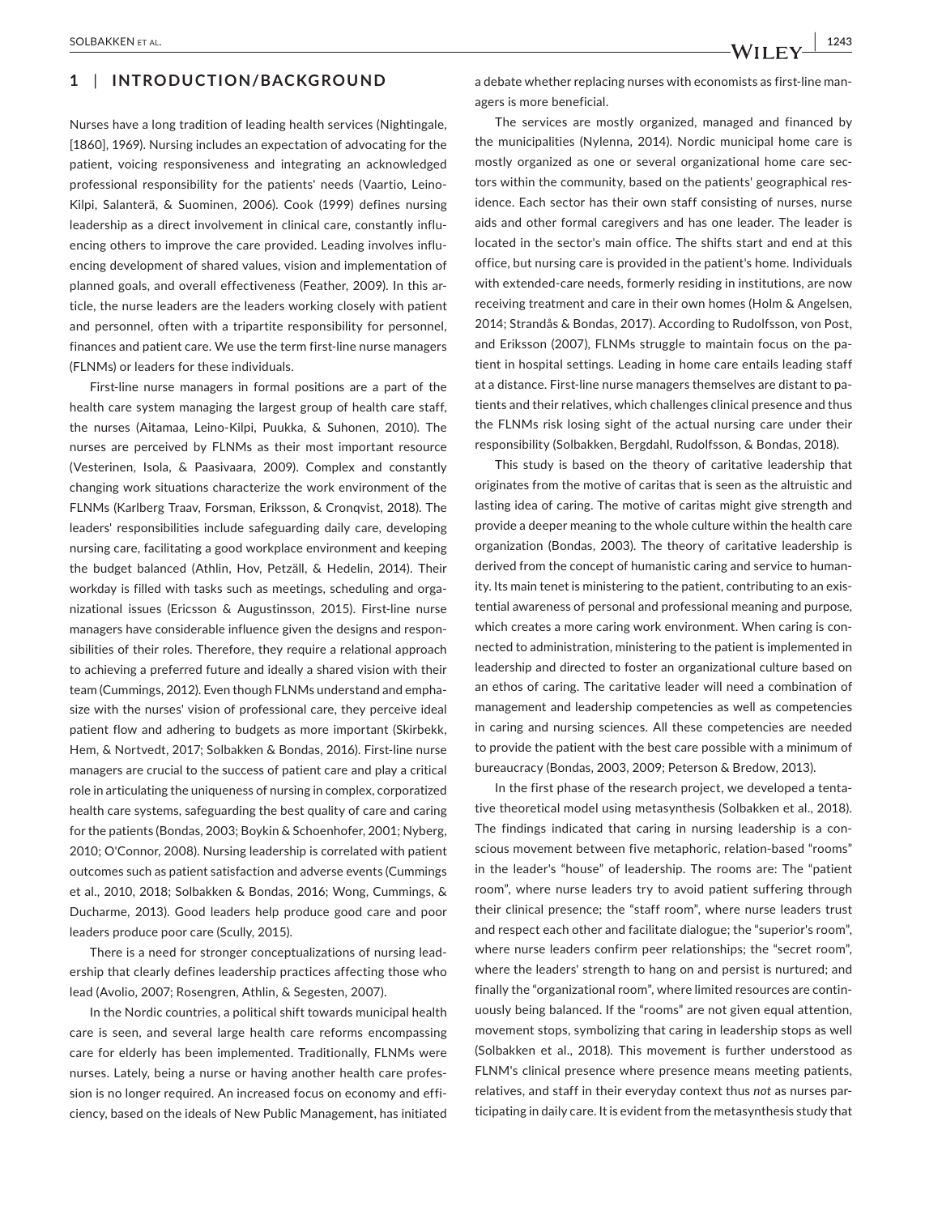## 1 | INTRODUCTION/BACKGROUND

Nurses have a long tradition of leading health services (Nightingale, [1860], 1969). Nursing includes an expectation of advocating for the patient, voicing responsiveness and integrating an acknowledged professional responsibility for the patients' needs (Vaartio, Leino-Kilpi, Salanterä, & Suominen, 2006). Cook (1999) defines nursing leadership as a direct involvement in clinical care, constantly influencing others to improve the care provided. Leading involves influencing development of shared values, vision and implementation of planned goals, and overall effectiveness (Feather, 2009). In this article, the nurse leaders are the leaders working closely with patient and personnel, often with a tripartite responsibility for personnel, finances and patient care. We use the term first-line nurse managers (FLNMs) or leaders for these individuals.

First-line nurse managers in formal positions are a part of the health care system managing the largest group of health care staff, the nurses (Aitamaa, Leino-Kilpi, Puukka, & Suhonen, 2010). The nurses are perceived by FLNMs as their most important resource (Vesterinen, Isola, & Paasivaara, 2009). Complex and constantly changing work situations characterize the work environment of the FLNMs (Karlberg Traav, Forsman, Eriksson, & Cronqvist, 2018). The leaders' responsibilities include safeguarding daily care, developing nursing care, facilitating a good workplace environment and keeping the budget balanced (Athlin, Hov, Petzäll, & Hedelin, 2014). Their workday is filled with tasks such as meetings, scheduling and organizational issues (Ericsson & Augustinsson, 2015). First-line nurse managers have considerable influence given the designs and responsibilities of their roles. Therefore, they require a relational approach to achieving a preferred future and ideally a shared vision with their team (Cummings, 2012). Even though FLNMs understand and emphasize with the nurses' vision of professional care, they perceive ideal patient flow and adhering to budgets as more important (Skirbekk, Hem, & Nortvedt, 2017; Solbakken & Bondas, 2016). First-line nurse managers are crucial to the success of patient care and play a critical role in articulating the uniqueness of nursing in complex, corporatized health care systems, safeguarding the best quality of care and caring for the patients (Bondas, 2003; Boykin & Schoenhofer, 2001; Nyberg, 2010; O'Connor, 2008). Nursing leadership is correlated with patient outcomes such as patient satisfaction and adverse events (Cummings et al., 2010, 2018; Solbakken & Bondas, 2016; Wong, Cummings, & Ducharme, 2013). Good leaders help produce good care and poor leaders produce poor care (Scully, 2015).

There is a need for stronger conceptualizations of nursing leadership that clearly defines leadership practices affecting those who lead (Avolio, 2007; Rosengren, Athlin, & Segesten, 2007).

In the Nordic countries, a political shift towards municipal health care is seen, and several large health care reforms encompassing care for elderly has been implemented. Traditionally, FLNMs were nurses. Lately, being a nurse or having another health care profession is no longer required. An increased focus on economy and efficiency, based on the ideals of New Public Management, has initiated a debate whether replacing nurses with economists as first-line managers is more beneficial.

The services are mostly organized, managed and financed by the municipalities (Nylenna, 2014). Nordic municipal home care is mostly organized as one or several organizational home care sectors within the community, based on the patients' geographical residence. Each sector has their own staff consisting of nurses, nurse aids and other formal caregivers and has one leader. The leader is located in the sector's main office. The shifts start and end at this office, but nursing care is provided in the patient's home. Individuals with extended-care needs, formerly residing in institutions, are now receiving treatment and care in their own homes (Holm & Angelsen, 2014; Strandås & Bondas, 2017). According to Rudolfsson, von Post, and Eriksson (2007), FLNMs struggle to maintain focus on the patient in hospital settings. Leading in home care entails leading staff at a distance. First-line nurse managers themselves are distant to patients and their relatives, which challenges clinical presence and thus the FLNMs risk losing sight of the actual nursing care under their responsibility (Solbakken, Bergdahl, Rudolfsson, & Bondas, 2018).

This study is based on the theory of caritative leadership that originates from the motive of caritas that is seen as the altruistic and lasting idea of caring. The motive of caritas might give strength and provide a deeper meaning to the whole culture within the health care organization (Bondas, 2003). The theory of caritative leadership is derived from the concept of humanistic caring and service to humanity. Its main tenet is ministering to the patient, contributing to an existential awareness of personal and professional meaning and purpose, which creates a more caring work environment. When caring is connected to administration, ministering to the patient is implemented in leadership and directed to foster an organizational culture based on an ethos of caring. The caritative leader will need a combination of management and leadership competencies as well as competencies in caring and nursing sciences. All these competencies are needed to provide the patient with the best care possible with a minimum of bureaucracy (Bondas, 2003, 2009; Peterson & Bredow, 2013).

In the first phase of the research project, we developed a tentative theoretical model using metasynthesis (Solbakken et al., 2018). The findings indicated that caring in nursing leadership is a conscious movement between five metaphoric, relation-based "rooms" in the leader's "house" of leadership. The rooms are: The "patient room", where nurse leaders try to avoid patient suffering through their clinical presence; the "staff room", where nurse leaders trust and respect each other and facilitate dialogue; the "superior's room", where nurse leaders confirm peer relationships; the "secret room", where the leaders' strength to hang on and persist is nurtured; and finally the "organizational room", where limited resources are continuously being balanced. If the "rooms" are not given equal attention, movement stops, symbolizing that caring in leadership stops as well (Solbakken et al., 2018). This movement is further understood as FLNM's clinical presence where presence means meeting patients, relatives, and staff in their everyday context thus *not* as nurses participating in daily care. It is evident from the metasynthesis study that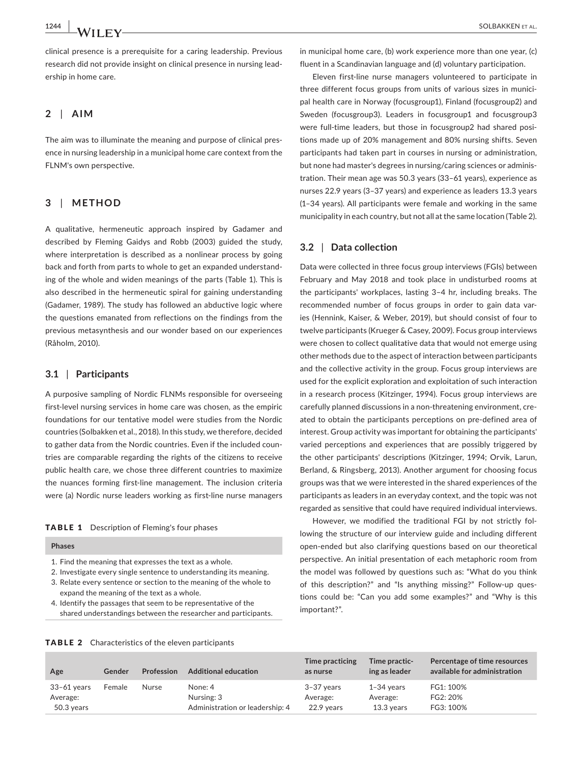clinical presence is a prerequisite for a caring leadership. Previous research did not provide insight on clinical presence in nursing leadership in home care.

## 2 | AIM

The aim was to illuminate the meaning and purpose of clinical presence in nursing leadership in a municipal home care context from the FLNM's own perspective.

## 3 | METHOD

A qualitative, hermeneutic approach inspired by Gadamer and described by Fleming Gaidys and Robb (2003) guided the study, where interpretation is described as a nonlinear process by going back and forth from parts to whole to get an expanded understanding of the whole and widen meanings of the parts (Table 1). This is also described in the hermeneutic spiral for gaining understanding (Gadamer, 1989). The study has followed an abductive logic where the questions emanated from reflections on the findings from the previous metasynthesis and our wonder based on our experiences (Råholm, 2010).

### 3.1 | Participants

A purposive sampling of Nordic FLNMs responsible for overseeing first-level nursing services in home care was chosen, as the empiric foundations for our tentative model were studies from the Nordic countries (Solbakken et al., 2018). In this study, we therefore, decided to gather data from the Nordic countries. Even if the included countries are comparable regarding the rights of the citizens to receive public health care, we chose three different countries to maximize the nuances forming first-line management. The inclusion criteria were (a) Nordic nurse leaders working as first-line nurse managers in municipal home care, (b) work experience more than one year, (c) fluent in a Scandinavian language and (d) voluntary participation.

Eleven first-line nurse managers volunteered to participate in three different focus groups from units of various sizes in municipal health care in Norway (focusgroup1), Finland (focusgroup2) and Sweden (focusgroup3). Leaders in focusgroup1 and focusgroup3 were full-time leaders, but those in focusgroup2 had shared positions made up of 20% management and 80% nursing shifts. Seven participants had taken part in courses in nursing or administration, but none had master's degrees in nursing/caring sciences or administration. Their mean age was 50.3 years (33–61 years), experience as nurses 22.9 years (3–37 years) and experience as leaders 13.3 years (1–34 years). All participants were female and working in the same municipality in each country, but not all at the same location (Table 2).

**TABLE 1** Description of Fleming's four phases

| Phases |
|---|
| 1. Find the meaning that expresses the text as a whole. |
| 2. Investigate every single sentence to understanding its meaning. |
| 3. Relate every sentence or section to the meaning of the whole to expand the meaning of the text as a whole. |
| 4. Identify the passages that seem to be representative of the shared understandings between the researcher and participants. |

### 3.2 | Data collection

Data were collected in three focus group interviews (FGIs) between February and May 2018 and took place in undisturbed rooms at the participants' workplaces, lasting 3–4 hr, including breaks. The recommended number of focus groups in order to gain data varies (Hennink, Kaiser, & Weber, 2019), but should consist of four to twelve participants (Krueger & Casey, 2009). Focus group interviews were chosen to collect qualitative data that would not emerge using other methods due to the aspect of interaction between participants and the collective activity in the group. Focus group interviews are used for the explicit exploration and exploitation of such interaction in a research process (Kitzinger, 1994). Focus group interviews are carefully planned discussions in a non-threatening environment, created to obtain the participants perceptions on pre-defined area of interest. Group activity was important for obtaining the participants' varied perceptions and experiences that are possibly triggered by the other participants' descriptions (Kitzinger, 1994; Orvik, Larun, Berland, & Ringsberg, 2013). Another argument for choosing focus groups was that we were interested in the shared experiences of the participants as leaders in an everyday context, and the topic was not regarded as sensitive that could have required individual interviews.

However, we modified the traditional FGI by not strictly following the structure of our interview guide and including different open-ended but also clarifying questions based on our theoretical perspective. An initial presentation of each metaphoric room from the model was followed by questions such as: "What do you think of this description?" and "Is anything missing?" Follow-up questions could be: "Can you add some examples?" and "Why is this important?".

**TABLE 2** Characteristics of the eleven participants

| Age | Gender | Profession | Additional education | Time practicing as nurse | Time practicing as leader | Percentage of time resources available for administration |
|---|---|---|---|---|---|---|
| 33–61 years<br>Average: 50.3 years | Female | Nurse | None: 4<br>Nursing: 3<br>Administration or leadership: 4 | 3–37 years<br>Average: 22.9 years | 1–34 years<br>Average: 13.3 years | FG1: 100%<br>FG2: 20%<br>FG3: 100% |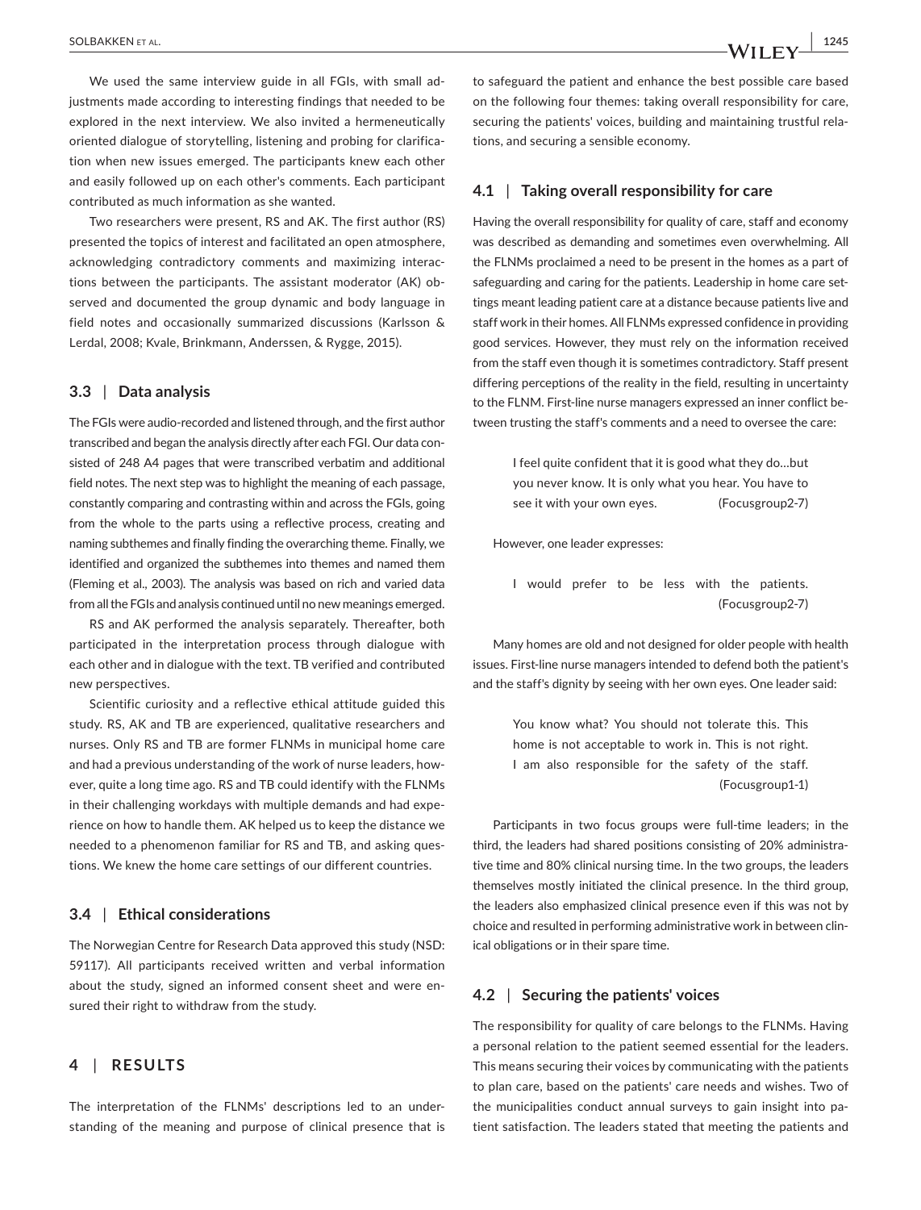We used the same interview guide in all FGIs, with small adjustments made according to interesting findings that needed to be explored in the next interview. We also invited a hermeneutically oriented dialogue of storytelling, listening and probing for clarification when new issues emerged. The participants knew each other and easily followed up on each other's comments. Each participant contributed as much information as she wanted.

Two researchers were present, RS and AK. The first author (RS) presented the topics of interest and facilitated an open atmosphere, acknowledging contradictory comments and maximizing interactions between the participants. The assistant moderator (AK) observed and documented the group dynamic and body language in field notes and occasionally summarized discussions (Karlsson & Lerdal, 2008; Kvale, Brinkmann, Anderssen, & Rygge, 2015).

### 3.3 | Data analysis

The FGIs were audio-recorded and listened through, and the first author transcribed and began the analysis directly after each FGI. Our data consisted of 248 A4 pages that were transcribed verbatim and additional field notes. The next step was to highlight the meaning of each passage, constantly comparing and contrasting within and across the FGIs, going from the whole to the parts using a reflective process, creating and naming subthemes and finally finding the overarching theme. Finally, we identified and organized the subthemes into themes and named them (Fleming et al., 2003). The analysis was based on rich and varied data from all the FGIs and analysis continued until no new meanings emerged.

RS and AK performed the analysis separately. Thereafter, both participated in the interpretation process through dialogue with each other and in dialogue with the text. TB verified and contributed new perspectives.

Scientific curiosity and a reflective ethical attitude guided this study. RS, AK and TB are experienced, qualitative researchers and nurses. Only RS and TB are former FLNMs in municipal home care and had a previous understanding of the work of nurse leaders, however, quite a long time ago. RS and TB could identify with the FLNMs in their challenging workdays with multiple demands and had experience on how to handle them. AK helped us to keep the distance we needed to a phenomenon familiar for RS and TB, and asking questions. We knew the home care settings of our different countries.

### 3.4 | Ethical considerations

The Norwegian Centre for Research Data approved this study (NSD: 59117). All participants received written and verbal information about the study, signed an informed consent sheet and were ensured their right to withdraw from the study.

## 4 | RESULTS

The interpretation of the FLNMs' descriptions led to an understanding of the meaning and purpose of clinical presence that is to safeguard the patient and enhance the best possible care based on the following four themes: taking overall responsibility for care, securing the patients' voices, building and maintaining trustful relations, and securing a sensible economy.

### 4.1 | Taking overall responsibility for care

Having the overall responsibility for quality of care, staff and economy was described as demanding and sometimes even overwhelming. All the FLNMs proclaimed a need to be present in the homes as a part of safeguarding and caring for the patients. Leadership in home care settings meant leading patient care at a distance because patients live and staff work in their homes. All FLNMs expressed confidence in providing good services. However, they must rely on the information received from the staff even though it is sometimes contradictory. Staff present differing perceptions of the reality in the field, resulting in uncertainty to the FLNM. First-line nurse managers expressed an inner conflict between trusting the staff's comments and a need to oversee the care:

> I feel quite confident that it is good what they do…but you never know. It is only what you hear. You have to see it with your own eyes. (Focusgroup2-7)

However, one leader expresses:

> I would prefer to be less with the patients. (Focusgroup2-7)

Many homes are old and not designed for older people with health issues. First-line nurse managers intended to defend both the patient's and the staff's dignity by seeing with her own eyes. One leader said:

> You know what? You should not tolerate this. This home is not acceptable to work in. This is not right. I am also responsible for the safety of the staff. (Focusgroup1-1)

Participants in two focus groups were full-time leaders; in the third, the leaders had shared positions consisting of 20% administrative time and 80% clinical nursing time. In the two groups, the leaders themselves mostly initiated the clinical presence. In the third group, the leaders also emphasized clinical presence even if this was not by choice and resulted in performing administrative work in between clinical obligations or in their spare time.

### 4.2 | Securing the patients' voices

The responsibility for quality of care belongs to the FLNMs. Having a personal relation to the patient seemed essential for the leaders. This means securing their voices by communicating with the patients to plan care, based on the patients' care needs and wishes. Two of the municipalities conduct annual surveys to gain insight into patient satisfaction. The leaders stated that meeting the patients and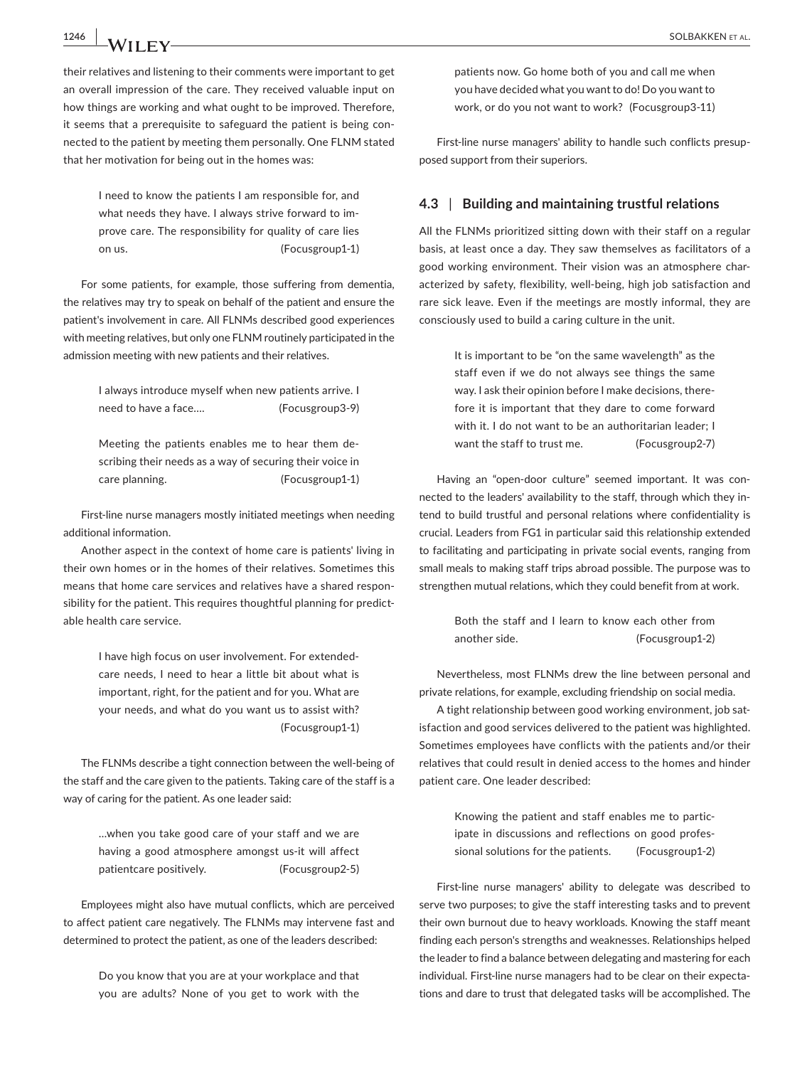their relatives and listening to their comments were important to get an overall impression of the care. They received valuable input on how things are working and what ought to be improved. Therefore, it seems that a prerequisite to safeguard the patient is being connected to the patient by meeting them personally. One FLNM stated that her motivation for being out in the homes was:

> I need to know the patients I am responsible for, and what needs they have. I always strive forward to improve care. The responsibility for quality of care lies on us. (Focusgroup1-1)

For some patients, for example, those suffering from dementia, the relatives may try to speak on behalf of the patient and ensure the patient's involvement in care. All FLNMs described good experiences with meeting relatives, but only one FLNM routinely participated in the admission meeting with new patients and their relatives.

> I always introduce myself when new patients arrive. I need to have a face…. (Focusgroup3-9)

> Meeting the patients enables me to hear them describing their needs as a way of securing their voice in care planning. (Focusgroup1-1)

First-line nurse managers mostly initiated meetings when needing additional information.

Another aspect in the context of home care is patients' living in their own homes or in the homes of their relatives. Sometimes this means that home care services and relatives have a shared responsibility for the patient. This requires thoughtful planning for predictable health care service.

> I have high focus on user involvement. For extended-care needs, I need to hear a little bit about what is important, right, for the patient and for you. What are your needs, and what do you want us to assist with? (Focusgroup1-1)

The FLNMs describe a tight connection between the well-being of the staff and the care given to the patients. Taking care of the staff is a way of caring for the patient. As one leader said:

> …when you take good care of your staff and we are having a good atmosphere amongst us-it will affect patientcare positively. (Focusgroup2-5)

Employees might also have mutual conflicts, which are perceived to affect patient care negatively. The FLNMs may intervene fast and determined to protect the patient, as one of the leaders described:

> Do you know that you are at your workplace and that you are adults? None of you get to work with the patients now. Go home both of you and call me when you have decided what you want to do! Do you want to work, or do you not want to work? (Focusgroup3-11)

First-line nurse managers' ability to handle such conflicts presupposed support from their superiors.

### 4.3 | Building and maintaining trustful relations

All the FLNMs prioritized sitting down with their staff on a regular basis, at least once a day. They saw themselves as facilitators of a good working environment. Their vision was an atmosphere characterized by safety, flexibility, well-being, high job satisfaction and rare sick leave. Even if the meetings are mostly informal, they are consciously used to build a caring culture in the unit.

> It is important to be "on the same wavelength" as the staff even if we do not always see things the same way. I ask their opinion before I make decisions, therefore it is important that they dare to come forward with it. I do not want to be an authoritarian leader; I want the staff to trust me. (Focusgroup2-7)

Having an "open-door culture" seemed important. It was connected to the leaders' availability to the staff, through which they intend to build trustful and personal relations where confidentiality is crucial. Leaders from FG1 in particular said this relationship extended to facilitating and participating in private social events, ranging from small meals to making staff trips abroad possible. The purpose was to strengthen mutual relations, which they could benefit from at work.

> Both the staff and I learn to know each other from another side. (Focusgroup1-2)

Nevertheless, most FLNMs drew the line between personal and private relations, for example, excluding friendship on social media.

A tight relationship between good working environment, job satisfaction and good services delivered to the patient was highlighted. Sometimes employees have conflicts with the patients and/or their relatives that could result in denied access to the homes and hinder patient care. One leader described:

> Knowing the patient and staff enables me to participate in discussions and reflections on good professional solutions for the patients. (Focusgroup1-2)

First-line nurse managers' ability to delegate was described to serve two purposes; to give the staff interesting tasks and to prevent their own burnout due to heavy workloads. Knowing the staff meant finding each person's strengths and weaknesses. Relationships helped the leader to find a balance between delegating and mastering for each individual. First-line nurse managers had to be clear on their expectations and dare to trust that delegated tasks will be accomplished. The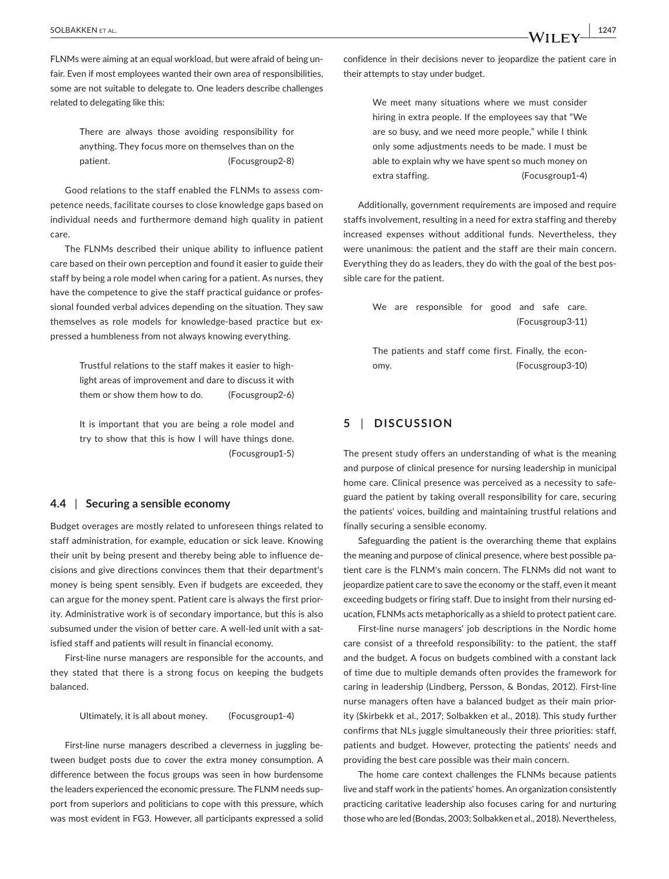FLNMs were aiming at an equal workload, but were afraid of being unfair. Even if most employees wanted their own area of responsibilities, some are not suitable to delegate to. One leaders describe challenges related to delegating like this:

> There are always those avoiding responsibility for anything. They focus more on themselves than on the patient. (Focusgroup2-8)

Good relations to the staff enabled the FLNMs to assess competence needs, facilitate courses to close knowledge gaps based on individual needs and furthermore demand high quality in patient care.

The FLNMs described their unique ability to influence patient care based on their own perception and found it easier to guide their staff by being a role model when caring for a patient. As nurses, they have the competence to give the staff practical guidance or professional founded verbal advices depending on the situation. They saw themselves as role models for knowledge-based practice but expressed a humbleness from not always knowing everything.

> Trustful relations to the staff makes it easier to highlight areas of improvement and dare to discuss it with them or show them how to do. (Focusgroup2-6)

> It is important that you are being a role model and try to show that this is how I will have things done. (Focusgroup1-5)

### 4.4 | Securing a sensible economy

Budget overages are mostly related to unforeseen things related to staff administration, for example, education or sick leave. Knowing their unit by being present and thereby being able to influence decisions and give directions convinces them that their department's money is being spent sensibly. Even if budgets are exceeded, they can argue for the money spent. Patient care is always the first priority. Administrative work is of secondary importance, but this is also subsumed under the vision of better care. A well-led unit with a satisfied staff and patients will result in financial economy.

First-line nurse managers are responsible for the accounts, and they stated that there is a strong focus on keeping the budgets balanced.

> Ultimately, it is all about money. (Focusgroup1-4)

First-line nurse managers described a cleverness in juggling between budget posts due to cover the extra money consumption. A difference between the focus groups was seen in how burdensome the leaders experienced the economic pressure. The FLNM needs support from superiors and politicians to cope with this pressure, which was most evident in FG3. However, all participants expressed a solid confidence in their decisions never to jeopardize the patient care in their attempts to stay under budget.

> We meet many situations where we must consider hiring in extra people. If the employees say that "We are so busy, and we need more people," while I think only some adjustments needs to be made. I must be able to explain why we have spent so much money on extra staffing. (Focusgroup1-4)

Additionally, government requirements are imposed and require staffs involvement, resulting in a need for extra staffing and thereby increased expenses without additional funds. Nevertheless, they were unanimous: the patient and the staff are their main concern. Everything they do as leaders, they do with the goal of the best possible care for the patient.

> We are responsible for good and safe care. (Focusgroup3-11)

> The patients and staff come first. Finally, the economy. (Focusgroup3-10)

## 5 | DISCUSSION

The present study offers an understanding of what is the meaning and purpose of clinical presence for nursing leadership in municipal home care. Clinical presence was perceived as a necessity to safeguard the patient by taking overall responsibility for care, securing the patients' voices, building and maintaining trustful relations and finally securing a sensible economy.

Safeguarding the patient is the overarching theme that explains the meaning and purpose of clinical presence, where best possible patient care is the FLNM's main concern. The FLNMs did not want to jeopardize patient care to save the economy or the staff, even it meant exceeding budgets or firing staff. Due to insight from their nursing education, FLNMs acts metaphorically as a shield to protect patient care.

First-line nurse managers' job descriptions in the Nordic home care consist of a threefold responsibility: to the patient, the staff and the budget. A focus on budgets combined with a constant lack of time due to multiple demands often provides the framework for caring in leadership (Lindberg, Persson, & Bondas, 2012). First-line nurse managers often have a balanced budget as their main priority (Skirbekk et al., 2017; Solbakken et al., 2018). This study further confirms that NLs juggle simultaneously their three priorities: staff, patients and budget. However, protecting the patients' needs and providing the best care possible was their main concern.

The home care context challenges the FLNMs because patients live and staff work in the patients' homes. An organization consistently practicing caritative leadership also focuses caring for and nurturing those who are led (Bondas, 2003; Solbakken et al., 2018). Nevertheless,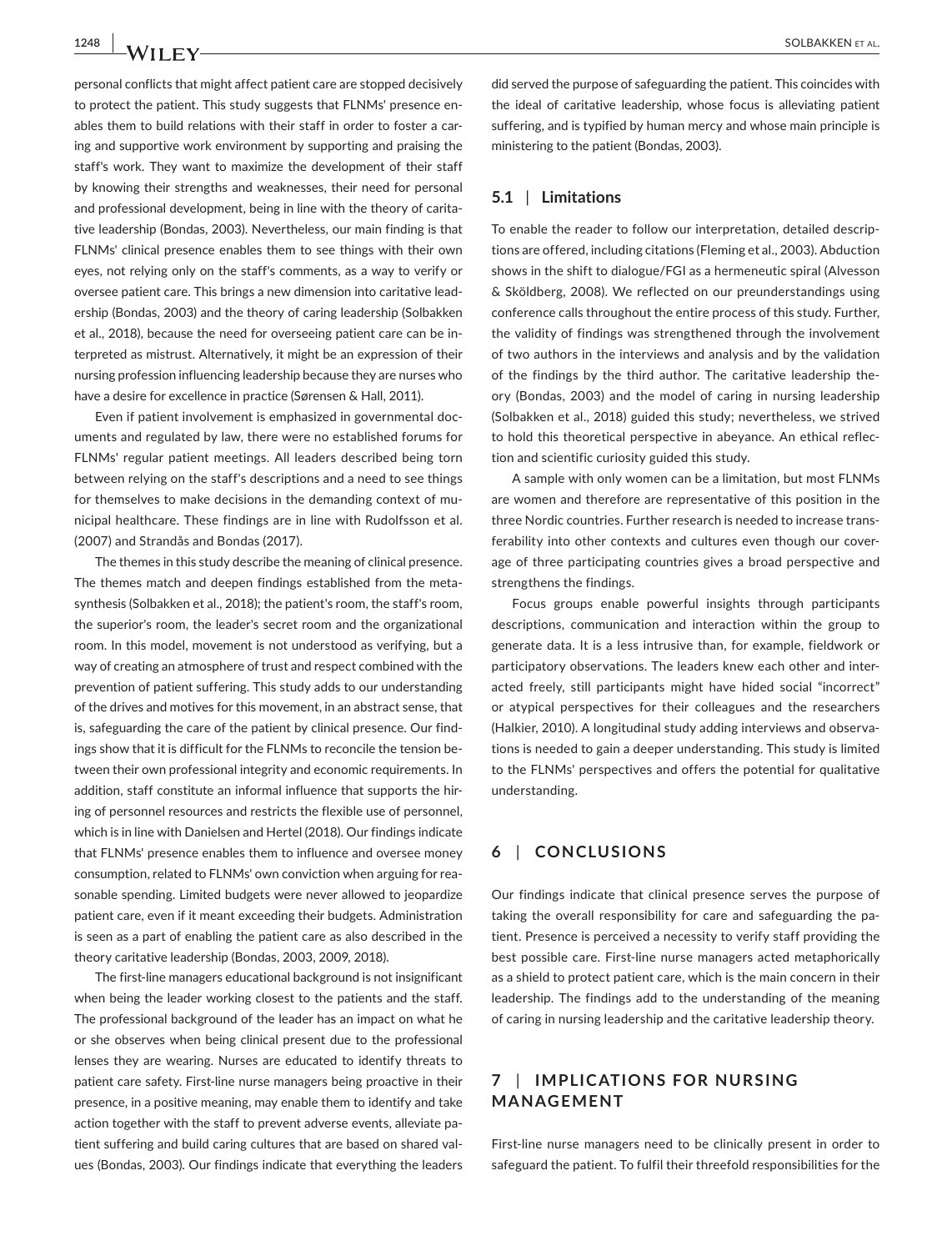personal conflicts that might affect patient care are stopped decisively to protect the patient. This study suggests that FLNMs' presence enables them to build relations with their staff in order to foster a caring and supportive work environment by supporting and praising the staff's work. They want to maximize the development of their staff by knowing their strengths and weaknesses, their need for personal and professional development, being in line with the theory of caritative leadership (Bondas, 2003). Nevertheless, our main finding is that FLNMs' clinical presence enables them to see things with their own eyes, not relying only on the staff's comments, as a way to verify or oversee patient care. This brings a new dimension into caritative leadership (Bondas, 2003) and the theory of caring leadership (Solbakken et al., 2018), because the need for overseeing patient care can be interpreted as mistrust. Alternatively, it might be an expression of their nursing profession influencing leadership because they are nurses who have a desire for excellence in practice (Sørensen & Hall, 2011).

Even if patient involvement is emphasized in governmental documents and regulated by law, there were no established forums for FLNMs' regular patient meetings. All leaders described being torn between relying on the staff's descriptions and a need to see things for themselves to make decisions in the demanding context of municipal healthcare. These findings are in line with Rudolfsson et al. (2007) and Strandås and Bondas (2017).

The themes in this study describe the meaning of clinical presence. The themes match and deepen findings established from the metasynthesis (Solbakken et al., 2018); the patient's room, the staff's room, the superior's room, the leader's secret room and the organizational room. In this model, movement is not understood as verifying, but a way of creating an atmosphere of trust and respect combined with the prevention of patient suffering. This study adds to our understanding of the drives and motives for this movement, in an abstract sense, that is, safeguarding the care of the patient by clinical presence. Our findings show that it is difficult for the FLNMs to reconcile the tension between their own professional integrity and economic requirements. In addition, staff constitute an informal influence that supports the hiring of personnel resources and restricts the flexible use of personnel, which is in line with Danielsen and Hertel (2018). Our findings indicate that FLNMs' presence enables them to influence and oversee money consumption, related to FLNMs' own conviction when arguing for reasonable spending. Limited budgets were never allowed to jeopardize patient care, even if it meant exceeding their budgets. Administration is seen as a part of enabling the patient care as also described in the theory caritative leadership (Bondas, 2003, 2009, 2018).

The first-line managers educational background is not insignificant when being the leader working closest to the patients and the staff. The professional background of the leader has an impact on what he or she observes when being clinical present due to the professional lenses they are wearing. Nurses are educated to identify threats to patient care safety. First-line nurse managers being proactive in their presence, in a positive meaning, may enable them to identify and take action together with the staff to prevent adverse events, alleviate patient suffering and build caring cultures that are based on shared values (Bondas, 2003). Our findings indicate that everything the leaders did served the purpose of safeguarding the patient. This coincides with the ideal of caritative leadership, whose focus is alleviating patient suffering, and is typified by human mercy and whose main principle is ministering to the patient (Bondas, 2003).

### 5.1 | Limitations

To enable the reader to follow our interpretation, detailed descriptions are offered, including citations (Fleming et al., 2003). Abduction shows in the shift to dialogue/FGI as a hermeneutic spiral (Alvesson & Sköldberg, 2008). We reflected on our preunderstandings using conference calls throughout the entire process of this study. Further, the validity of findings was strengthened through the involvement of two authors in the interviews and analysis and by the validation of the findings by the third author. The caritative leadership theory (Bondas, 2003) and the model of caring in nursing leadership (Solbakken et al., 2018) guided this study; nevertheless, we strived to hold this theoretical perspective in abeyance. An ethical reflection and scientific curiosity guided this study.

A sample with only women can be a limitation, but most FLNMs are women and therefore are representative of this position in the three Nordic countries. Further research is needed to increase transferability into other contexts and cultures even though our coverage of three participating countries gives a broad perspective and strengthens the findings.

Focus groups enable powerful insights through participants descriptions, communication and interaction within the group to generate data. It is a less intrusive than, for example, fieldwork or participatory observations. The leaders knew each other and interacted freely, still participants might have hided social "incorrect" or atypical perspectives for their colleagues and the researchers (Halkier, 2010). A longitudinal study adding interviews and observations is needed to gain a deeper understanding. This study is limited to the FLNMs' perspectives and offers the potential for qualitative understanding.

## 6 | CONCLUSIONS

Our findings indicate that clinical presence serves the purpose of taking the overall responsibility for care and safeguarding the patient. Presence is perceived a necessity to verify staff providing the best possible care. First-line nurse managers acted metaphorically as a shield to protect patient care, which is the main concern in their leadership. The findings add to the understanding of the meaning of caring in nursing leadership and the caritative leadership theory.

## 7 | IMPLICATIONS FOR NURSING MANAGEMENT

First-line nurse managers need to be clinically present in order to safeguard the patient. To fulfil their threefold responsibilities for the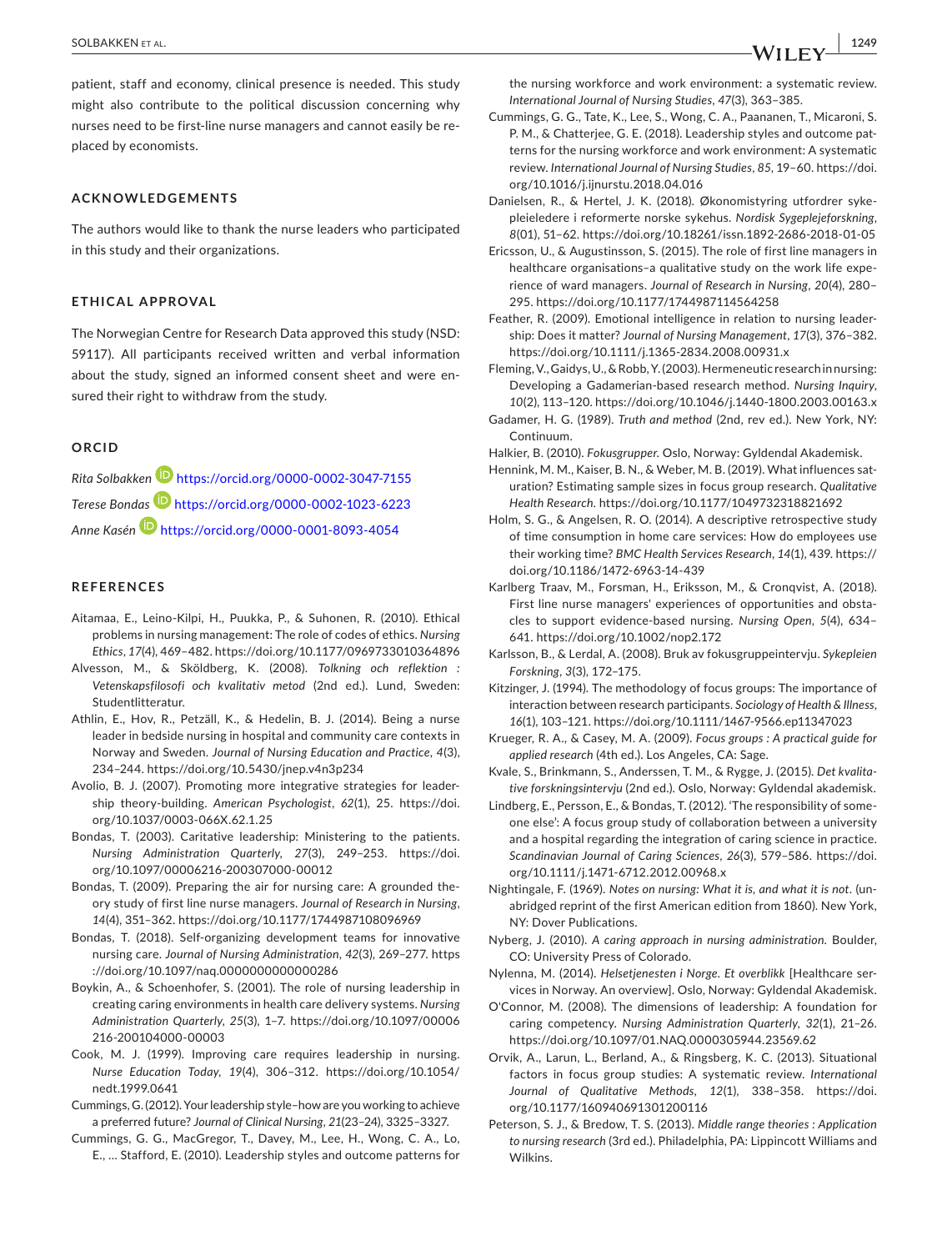patient, staff and economy, clinical presence is needed. This study might also contribute to the political discussion concerning why nurses need to be first-line nurse managers and cannot easily be replaced by economists.

## ACKNOWLEDGEMENTS

The authors would like to thank the nurse leaders who participated in this study and their organizations.

## ETHICAL APPROVAL

The Norwegian Centre for Research Data approved this study (NSD: 59117). All participants received written and verbal information about the study, signed an informed consent sheet and were ensured their right to withdraw from the study.

## ORCID

*Rita Solbakken* https://orcid.org/0000-0002-3047-7155

*Terese Bondas* https://orcid.org/0000-0002-1023-6223

*Anne Kasén* https://orcid.org/0000-0001-8093-4054

## REFERENCES

Aitamaa, E., Leino-Kilpi, H., Puukka, P., & Suhonen, R. (2010). Ethical problems in nursing management: The role of codes of ethics. *Nursing Ethics*, *17*(4), 469–482. https://doi.org/10.1177/0969733010364896

Alvesson, M., & Sköldberg, K. (2008). *Tolkning och reflektion : Vetenskapsfilosofi och kvalitativ metod* (2nd ed.). Lund, Sweden: Studentlitteratur.

Athlin, E., Hov, R., Petzäll, K., & Hedelin, B. J. (2014). Being a nurse leader in bedside nursing in hospital and community care contexts in Norway and Sweden. *Journal of Nursing Education and Practice*, *4*(3), 234–244. https://doi.org/10.5430/jnep.v4n3p234

Avolio, B. J. (2007). Promoting more integrative strategies for leadership theory-building. *American Psychologist*, *62*(1), 25. https://doi.org/10.1037/0003-066X.62.1.25

Bondas, T. (2003). Caritative leadership: Ministering to the patients. *Nursing Administration Quarterly*, *27*(3), 249–253. https://doi.org/10.1097/00006216-200307000-00012

Bondas, T. (2009). Preparing the air for nursing care: A grounded theory study of first line nurse managers. *Journal of Research in Nursing*, *14*(4), 351–362. https://doi.org/10.1177/1744987108096969

Bondas, T. (2018). Self-organizing development teams for innovative nursing care. *Journal of Nursing Administration*, *42*(3), 269–277. https://doi.org/10.1097/naq.0000000000000286

Boykin, A., & Schoenhofer, S. (2001). The role of nursing leadership in creating caring environments in health care delivery systems. *Nursing Administration Quarterly*, *25*(3), 1–7. https://doi.org/10.1097/00006216-200104000-00003

Cook, M. J. (1999). Improving care requires leadership in nursing. *Nurse Education Today*, *19*(4), 306–312. https://doi.org/10.1054/nedt.1999.0641

Cummings, G. (2012). Your leadership style–how are you working to achieve a preferred future? *Journal of Clinical Nursing*, *21*(23–24), 3325–3327.

Cummings, G. G., MacGregor, T., Davey, M., Lee, H., Wong, C. A., Lo, E., … Stafford, E. (2010). Leadership styles and outcome patterns for the nursing workforce and work environment: a systematic review. *International Journal of Nursing Studies*, *47*(3), 363–385.

Cummings, G. G., Tate, K., Lee, S., Wong, C. A., Paananen, T., Micaroni, S. P. M., & Chatterjee, G. E. (2018). Leadership styles and outcome patterns for the nursing workforce and work environment: A systematic review. *International Journal of Nursing Studies*, *85*, 19–60. https://doi.org/10.1016/j.ijnurstu.2018.04.016

Danielsen, R., & Hertel, J. K. (2018). Økonomistyring utfordrer sykepleieledere i reformerte norske sykehus. *Nordisk Sygeplejeforskning*, *8*(01), 51–62. https://doi.org/10.18261/issn.1892-2686-2018-01-05

Ericsson, U., & Augustinsson, S. (2015). The role of first line managers in healthcare organisations–a qualitative study on the work life experience of ward managers. *Journal of Research in Nursing*, *20*(4), 280–295. https://doi.org/10.1177/1744987114564258

Feather, R. (2009). Emotional intelligence in relation to nursing leadership: Does it matter? *Journal of Nursing Management*, *17*(3), 376–382. https://doi.org/10.1111/j.1365-2834.2008.00931.x

Fleming, V., Gaidys, U., & Robb, Y. (2003). Hermeneutic research in nursing: Developing a Gadamerian-based research method. *Nursing Inquiry*, *10*(2), 113–120. https://doi.org/10.1046/j.1440-1800.2003.00163.x

Gadamer, H. G. (1989). *Truth and method* (2nd, rev ed.). New York, NY: Continuum.

Halkier, B. (2010). *Fokusgrupper*. Oslo, Norway: Gyldendal Akademisk.

Hennink, M. M., Kaiser, B. N., & Weber, M. B. (2019). What influences saturation? Estimating sample sizes in focus group research. *Qualitative Health Research*. https://doi.org/10.1177/1049732318821692

Holm, S. G., & Angelsen, R. O. (2014). A descriptive retrospective study of time consumption in home care services: How do employees use their working time? *BMC Health Services Research*, *14*(1), 439. https://doi.org/10.1186/1472-6963-14-439

Karlberg Traav, M., Forsman, H., Eriksson, M., & Cronqvist, A. (2018). First line nurse managers' experiences of opportunities and obstacles to support evidence-based nursing. *Nursing Open*, *5*(4), 634–641. https://doi.org/10.1002/nop2.172

Karlsson, B., & Lerdal, A. (2008). Bruk av fokusgruppeintervju. *Sykepleien Forskning*, *3*(3), 172–175.

Kitzinger, J. (1994). The methodology of focus groups: The importance of interaction between research participants. *Sociology of Health & Illness*, *16*(1), 103–121. https://doi.org/10.1111/1467-9566.ep11347023

Krueger, R. A., & Casey, M. A. (2009). *Focus groups : A practical guide for applied research* (4th ed.). Los Angeles, CA: Sage.

Kvale, S., Brinkmann, S., Anderssen, T. M., & Rygge, J. (2015). *Det kvalitative forskningsintervju* (2nd ed.). Oslo, Norway: Gyldendal akademisk.

Lindberg, E., Persson, E., & Bondas, T. (2012). 'The responsibility of someone else': A focus group study of collaboration between a university and a hospital regarding the integration of caring science in practice. *Scandinavian Journal of Caring Sciences*, *26*(3), 579–586. https://doi.org/10.1111/j.1471-6712.2012.00968.x

Nightingale, F. (1969). *Notes on nursing: What it is, and what it is not*. (unabridged reprint of the first American edition from 1860). New York, NY: Dover Publications.

Nyberg, J. (2010). *A caring approach in nursing administration*. Boulder, CO: University Press of Colorado.

Nylenna, M. (2014). *Helsetjenesten i Norge. Et overblikk* [Healthcare services in Norway. An overview]. Oslo, Norway: Gyldendal Akademisk.

O'Connor, M. (2008). The dimensions of leadership: A foundation for caring competency. *Nursing Administration Quarterly*, *32*(1), 21–26. https://doi.org/10.1097/01.NAQ.0000305944.23569.62

Orvik, A., Larun, L., Berland, A., & Ringsberg, K. C. (2013). Situational factors in focus group studies: A systematic review. *International Journal of Qualitative Methods*, *12*(1), 338–358. https://doi.org/10.1177/160940691301200116

Peterson, S. J., & Bredow, T. S. (2013). *Middle range theories : Application to nursing research* (3rd ed.). Philadelphia, PA: Lippincott Williams and Wilkins.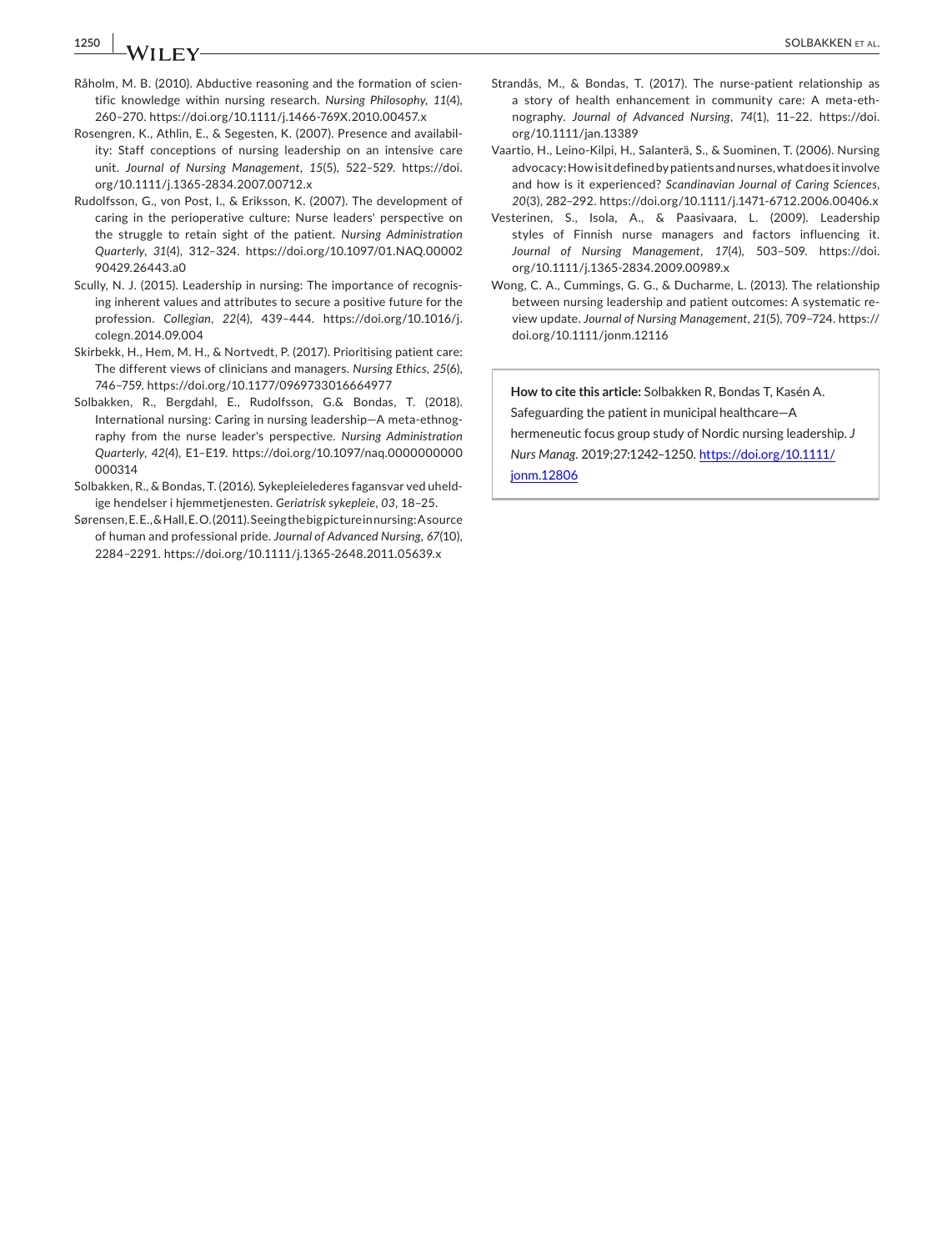Råholm, M. B. (2010). Abductive reasoning and the formation of scientific knowledge within nursing research. *Nursing Philosophy*, *11*(4), 260–270. https://doi.org/10.1111/j.1466-769X.2010.00457.x

Rosengren, K., Athlin, E., & Segesten, K. (2007). Presence and availability: Staff conceptions of nursing leadership on an intensive care unit. *Journal of Nursing Management*, *15*(5), 522–529. https://doi.org/10.1111/j.1365-2834.2007.00712.x

Rudolfsson, G., von Post, I., & Eriksson, K. (2007). The development of caring in the perioperative culture: Nurse leaders' perspective on the struggle to retain sight of the patient. *Nursing Administration Quarterly*, *31*(4), 312–324. https://doi.org/10.1097/01.NAQ.0000290429.26443.a0

Scully, N. J. (2015). Leadership in nursing: The importance of recognising inherent values and attributes to secure a positive future for the profession. *Collegian*, *22*(4), 439–444. https://doi.org/10.1016/j.colegn.2014.09.004

Skirbekk, H., Hem, M. H., & Nortvedt, P. (2017). Prioritising patient care: The different views of clinicians and managers. *Nursing Ethics*, *25*(6), 746–759. https://doi.org/10.1177/0969733016664977

Solbakken, R., Bergdahl, E., Rudolfsson, G.& Bondas, T. (2018). International nursing: Caring in nursing leadership—A meta-ethnography from the nurse leader's perspective. *Nursing Administration Quarterly*, *42*(4), E1–E19. https://doi.org/10.1097/naq.0000000000000314

Solbakken, R., & Bondas, T. (2016). Sykepleielederes fagansvar ved uheldige hendelser i hjemmetjenesten. *Geriatrisk sykepleie*, *03*, 18–25.

Sørensen, E. E., & Hall, E. O. (2011). Seeing the big picture in nursing: A source of human and professional pride. *Journal of Advanced Nursing*, *67*(10), 2284–2291. https://doi.org/10.1111/j.1365-2648.2011.05639.x

Strandås, M., & Bondas, T. (2017). The nurse-patient relationship as a story of health enhancement in community care: A meta-ethnography. *Journal of Advanced Nursing*, *74*(1), 11–22. https://doi.org/10.1111/jan.13389

Vaartio, H., Leino-Kilpi, H., Salanterä, S., & Suominen, T. (2006). Nursing advocacy: How is it defined by patients and nurses, what does it involve and how is it experienced? *Scandinavian Journal of Caring Sciences*, *20*(3), 282–292. https://doi.org/10.1111/j.1471-6712.2006.00406.x

Vesterinen, S., Isola, A., & Paasivaara, L. (2009). Leadership styles of Finnish nurse managers and factors influencing it. *Journal of Nursing Management*, *17*(4), 503–509. https://doi.org/10.1111/j.1365-2834.2009.00989.x

Wong, C. A., Cummings, G. G., & Ducharme, L. (2013). The relationship between nursing leadership and patient outcomes: A systematic review update. *Journal of Nursing Management*, *21*(5), 709–724. https://doi.org/10.1111/jonm.12116

**How to cite this article:** Solbakken R, Bondas T, Kasén A. Safeguarding the patient in municipal healthcare—A hermeneutic focus group study of Nordic nursing leadership. *J Nurs Manag*. 2019;27:1242–1250. https://doi.org/10.1111/jonm.12806